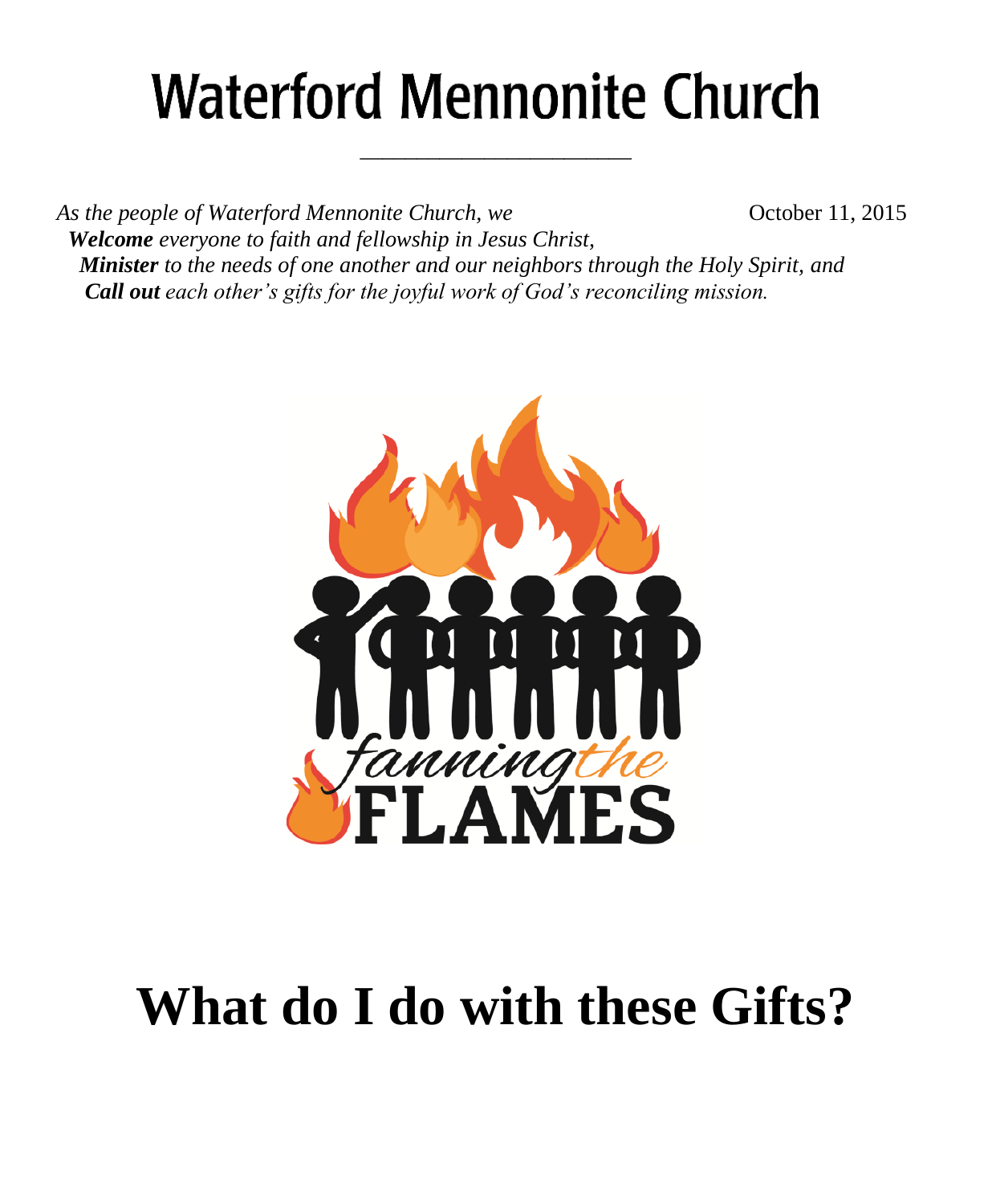# Waterford Mennonite Church

October 11, 2015

*As the people of Waterford Mennonite Church, we*
***Welcome*** *everyone to faith and fellowship in Jesus Christ,*
***Minister*** *to the needs of one another and our neighbors through the Holy Spirit, and*
***Call out*** *each other's gifts for the joyful work of God's reconciling mission.*

fanning the FLAMES

# What do I do with these Gifts?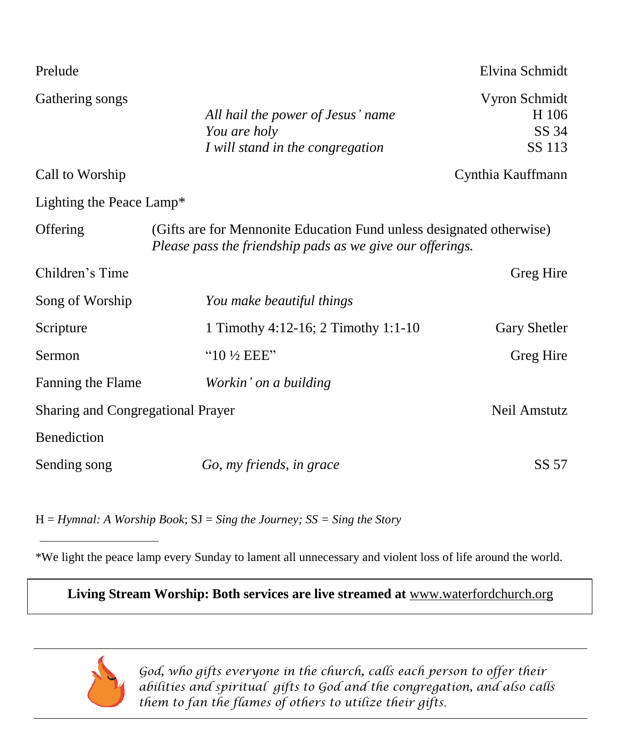| | | |
|---|---|---|
| Prelude | | Elvina Schmidt |
| Gathering songs | | Vyron Schmidt |
| | *All hail the power of Jesus' name* | H 106 |
| | *You are holy* | SS 34 |
| | *I will stand in the congregation* | SS 113 |
| Call to Worship | | Cynthia Kauffmann |
| Lighting the Peace Lamp* | | |
| Offering | (Gifts are for Mennonite Education Fund unless designated otherwise) *Please pass the friendship pads as we give our offerings.* | |
| Children's Time | | Greg Hire |
| Song of Worship | *You make beautiful things* | |
| Scripture | 1 Timothy 4:12-16; 2 Timothy 1:1-10 | Gary Shetler |
| Sermon | "10 ½ EEE" | Greg Hire |
| Fanning the Flame | *Workin' on a building* | |
| Sharing and Congregational Prayer | | Neil Amstutz |
| Benediction | | |
| Sending song | *Go, my friends, in grace* | SS 57 |

H = *Hymnal: A Worship Book*; SJ = *Sing the Journey; SS = Sing the Story*

---

*We light the peace lamp every Sunday to lament all unnecessary and violent loss of life around the world.

**Living Stream Worship: Both services are live streamed at** www.waterfordchurch.org

---

*God, who gifts everyone in the church, calls each person to offer their abilities and spiritual gifts to God and the congregation, and also calls them to fan the flames of others to utilize their gifts.*

---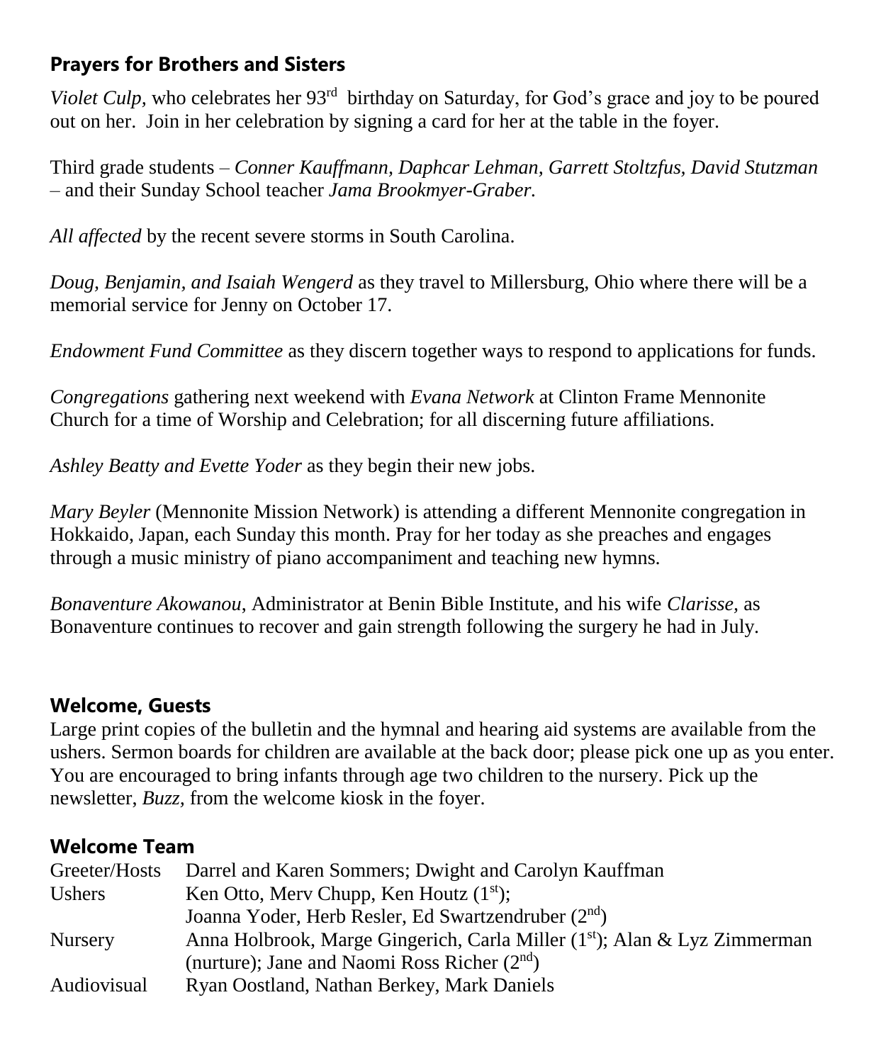## Prayers for Brothers and Sisters

*Violet Culp,* who celebrates her 93rd birthday on Saturday, for God's grace and joy to be poured out on her. Join in her celebration by signing a card for her at the table in the foyer.

Third grade students – *Conner Kauffmann, Daphcar Lehman, Garrett Stoltzfus, David Stutzman* – and their Sunday School teacher *Jama Brookmyer-Graber.*

*All affected* by the recent severe storms in South Carolina.

*Doug, Benjamin, and Isaiah Wengerd* as they travel to Millersburg, Ohio where there will be a memorial service for Jenny on October 17.

*Endowment Fund Committee* as they discern together ways to respond to applications for funds.

*Congregations* gathering next weekend with *Evana Network* at Clinton Frame Mennonite Church for a time of Worship and Celebration; for all discerning future affiliations.

*Ashley Beatty and Evette Yoder* as they begin their new jobs.

*Mary Beyler* (Mennonite Mission Network) is attending a different Mennonite congregation in Hokkaido, Japan, each Sunday this month. Pray for her today as she preaches and engages through a music ministry of piano accompaniment and teaching new hymns.

*Bonaventure Akowanou*, Administrator at Benin Bible Institute, and his wife *Clarisse,* as Bonaventure continues to recover and gain strength following the surgery he had in July.

## Welcome, Guests

Large print copies of the bulletin and the hymnal and hearing aid systems are available from the ushers. Sermon boards for children are available at the back door; please pick one up as you enter. You are encouraged to bring infants through age two children to the nursery. Pick up the newsletter, *Buzz,* from the welcome kiosk in the foyer.

## Welcome Team

| | |
|---|---|
| Greeter/Hosts | Darrel and Karen Sommers; Dwight and Carolyn Kauffman |
| Ushers | Ken Otto, Merv Chupp, Ken Houtz (1st); Joanna Yoder, Herb Resler, Ed Swartzendruber (2nd) |
| Nursery | Anna Holbrook, Marge Gingerich, Carla Miller (1st); Alan & Lyz Zimmerman (nurture); Jane and Naomi Ross Richer (2nd) |
| Audiovisual | Ryan Oostland, Nathan Berkey, Mark Daniels |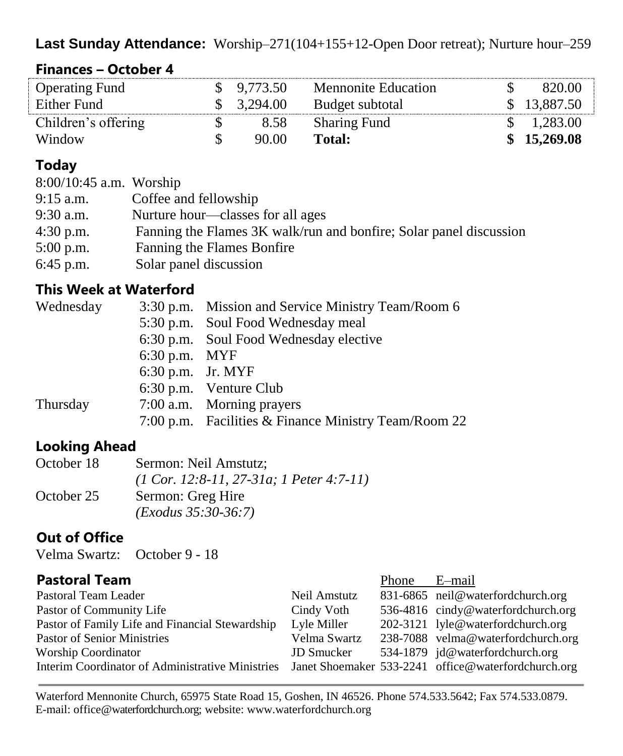**Last Sunday Attendance:** Worship–271(104+155+12-Open Door retreat); Nurture hour–259

## Finances – October 4

| | | | |
|---|---|---|---|
| Operating Fund | $ 9,773.50 | Mennonite Education | $ 820.00 |
| Either Fund | $ 3,294.00 | Budget subtotal | $ 13,887.50 |
| Children's offering | $ 8.58 | Sharing Fund | $ 1,283.00 |
| Window | $ 90.00 | **Total:** | **$ 15,269.08** |

## Today

| | |
|---|---|
| 8:00/10:45 a.m. | Worship |
| 9:15 a.m. | Coffee and fellowship |
| 9:30 a.m. | Nurture hour—classes for all ages |
| 4:30 p.m. | Fanning the Flames 3K walk/run and bonfire; Solar panel discussion |
| 5:00 p.m. | Fanning the Flames Bonfire |
| 6:45 p.m. | Solar panel discussion |

## This Week at Waterford

| | | |
|---|---|---|
| Wednesday | 3:30 p.m. | Mission and Service Ministry Team/Room 6 |
| | 5:30 p.m. | Soul Food Wednesday meal |
| | 6:30 p.m. | Soul Food Wednesday elective |
| | 6:30 p.m. | MYF |
| | 6:30 p.m. | Jr. MYF |
| | 6:30 p.m. | Venture Club |
| Thursday | 7:00 a.m. | Morning prayers |
| | 7:00 p.m. | Facilities & Finance Ministry Team/Room 22 |

## Looking Ahead

| | |
|---|---|
| October 18 | Sermon: Neil Amstutz; *(1 Cor. 12:8-11, 27-31a; 1 Peter 4:7-11)* |
| October 25 | Sermon: Greg Hire *(Exodus 35:30-36:7)* |

## Out of Office

Velma Swartz: October 9 - 18

## Pastoral Team

| | | Phone | E–mail |
|---|---|---|---|
| Pastoral Team Leader | Neil Amstutz | 831-6865 | neil@waterfordchurch.org |
| Pastor of Community Life | Cindy Voth | 536-4816 | cindy@waterfordchurch.org |
| Pastor of Family Life and Financial Stewardship | Lyle Miller | 202-3121 | lyle@waterfordchurch.org |
| Pastor of Senior Ministries | Velma Swartz | 238-7088 | velma@waterfordchurch.org |
| Worship Coordinator | JD Smucker | 534-1879 | jd@waterfordchurch.org |
| Interim Coordinator of Administrative Ministries | Janet Shoemaker | 533-2241 | office@waterfordchurch.org |

Waterford Mennonite Church, 65975 State Road 15, Goshen, IN 46526. Phone 574.533.5642; Fax 574.533.0879.
E-mail: office@waterfordchurch.org; website: www.waterfordchurch.org